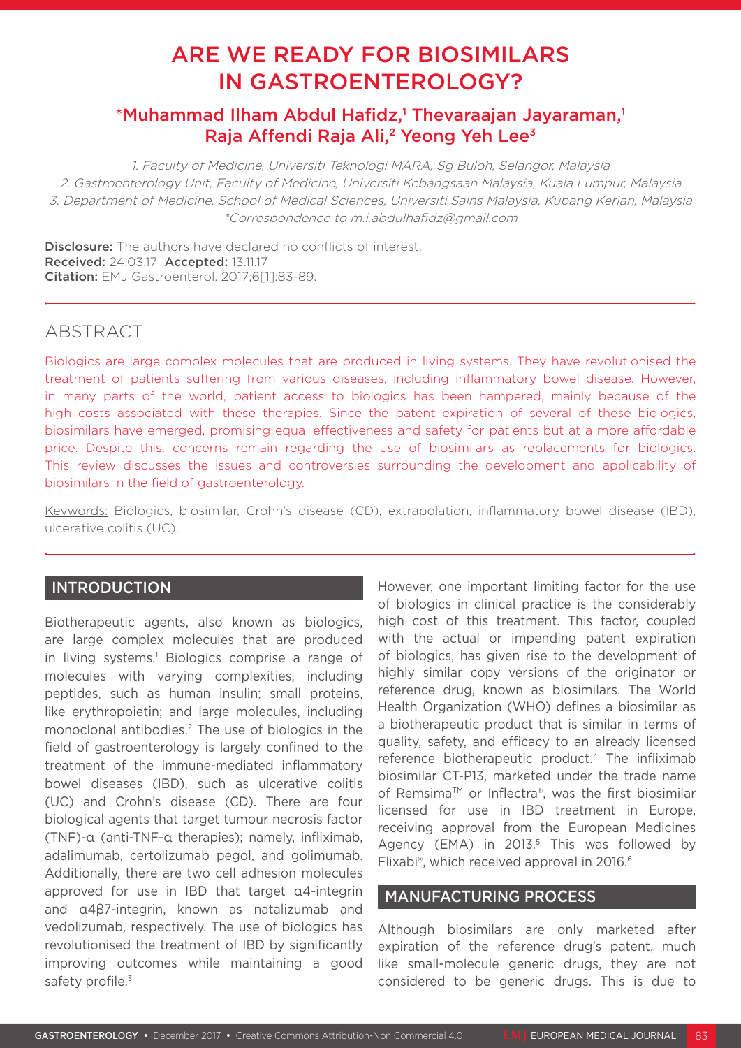# ARE WE READY FOR BIOSIMILARS IN GASTROENTEROLOGY?

**\*Muhammad Ilham Abdul Hafidz,[1] Thevaraajan Jayaraman,[1] Raja Affendi Raja Ali,[2] Yeong Yeh Lee[3]**

1. Faculty of Medicine, Universiti Teknologi MARA, Sg Buloh, Selangor, Malaysia
2. Gastroenterology Unit, Faculty of Medicine, Universiti Kebangsaan Malaysia, Kuala Lumpur, Malaysia
3. Department of Medicine, School of Medical Sciences, Universiti Sains Malaysia, Kubang Kerian, Malaysia

*\*Correspondence to m.i.abdulhafidz@gmail.com*

**Disclosure:** The authors have declared no conflicts of interest.
**Received:** 24.03.17 **Accepted:** 13.11.17
**Citation:** EMJ Gastroenterol. 2017;6[1]:83-89.

## ABSTRACT

Biologics are large complex molecules that are produced in living systems. They have revolutionised the treatment of patients suffering from various diseases, including inflammatory bowel disease. However, in many parts of the world, patient access to biologics has been hampered, mainly because of the high costs associated with these therapies. Since the patent expiration of several of these biologics, biosimilars have emerged, promising equal effectiveness and safety for patients but at a more affordable price. Despite this, concerns remain regarding the use of biosimilars as replacements for biologics. This review discusses the issues and controversies surrounding the development and applicability of biosimilars in the field of gastroenterology.

Keywords: Biologics, biosimilar, Crohn's disease (CD), extrapolation, inflammatory bowel disease (IBD), ulcerative colitis (UC).

## INTRODUCTION

Biotherapeutic agents, also known as biologics, are large complex molecules that are produced in living systems.[1] Biologics comprise a range of molecules with varying complexities, including peptides, such as human insulin; small proteins, like erythropoietin; and large molecules, including monoclonal antibodies.[2] The use of biologics in the field of gastroenterology is largely confined to the treatment of the immune-mediated inflammatory bowel diseases (IBD), such as ulcerative colitis (UC) and Crohn's disease (CD). There are four biological agents that target tumour necrosis factor (TNF)-α (anti-TNF-α therapies); namely, infliximab, adalimumab, certolizumab pegol, and golimumab. Additionally, there are two cell adhesion molecules approved for use in IBD that target α4-integrin and α4β7-integrin, known as natalizumab and vedolizumab, respectively. The use of biologics has revolutionised the treatment of IBD by significantly improving outcomes while maintaining a good safety profile.[3]

However, one important limiting factor for the use of biologics in clinical practice is the considerably high cost of this treatment. This factor, coupled with the actual or impending patent expiration of biologics, has given rise to the development of highly similar copy versions of the originator or reference drug, known as biosimilars. The World Health Organization (WHO) defines a biosimilar as a biotherapeutic product that is similar in terms of quality, safety, and efficacy to an already licensed reference biotherapeutic product.[4] The infliximab biosimilar CT-P13, marketed under the trade name of Remsima™ or Inflectra®, was the first biosimilar licensed for use in IBD treatment in Europe, receiving approval from the European Medicines Agency (EMA) in 2013.[5] This was followed by Flixabi®, which received approval in 2016.[6]

## MANUFACTURING PROCESS

Although biosimilars are only marketed after expiration of the reference drug's patent, much like small-molecule generic drugs, they are not considered to be generic drugs. This is due to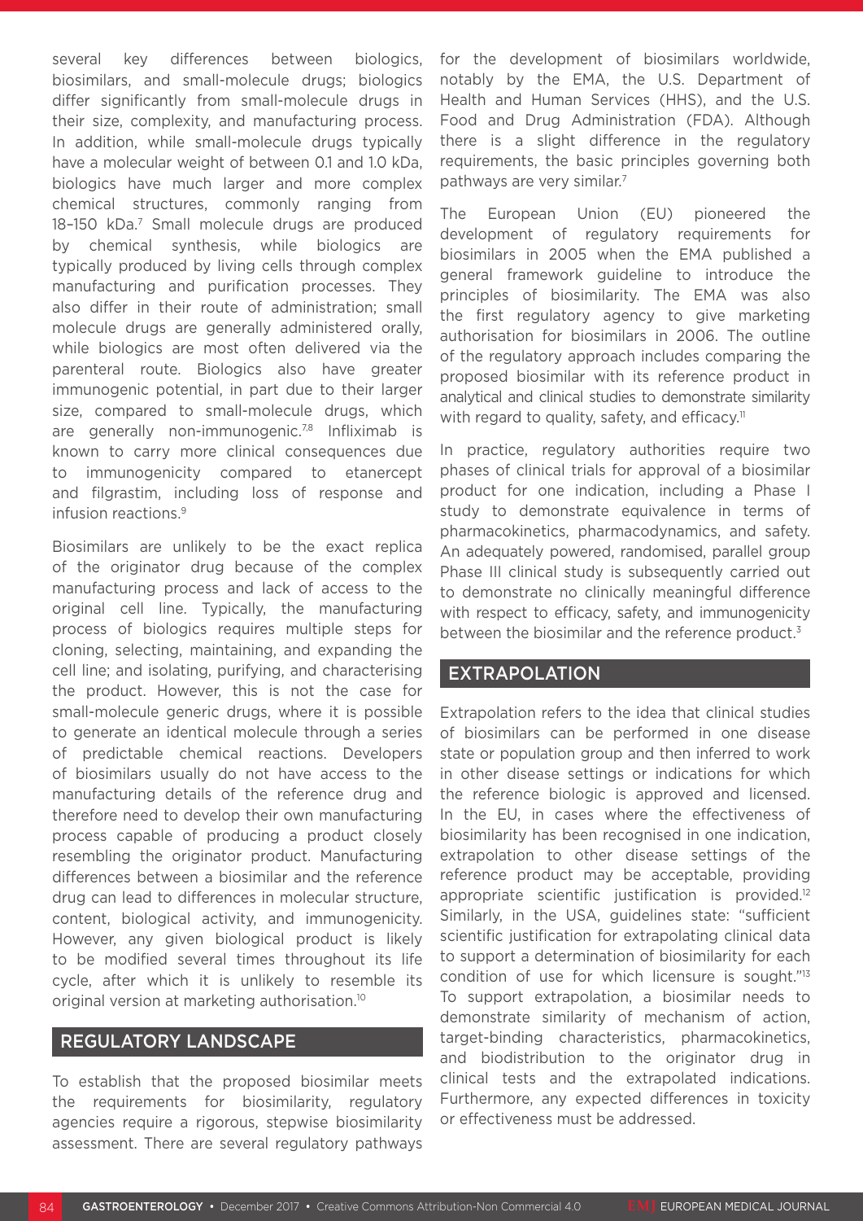several key differences between biologics, biosimilars, and small-molecule drugs; biologics differ significantly from small-molecule drugs in their size, complexity, and manufacturing process. In addition, while small-molecule drugs typically have a molecular weight of between 0.1 and 1.0 kDa, biologics have much larger and more complex chemical structures, commonly ranging from 18–150 kDa.[7] Small molecule drugs are produced by chemical synthesis, while biologics are typically produced by living cells through complex manufacturing and purification processes. They also differ in their route of administration; small molecule drugs are generally administered orally, while biologics are most often delivered via the parenteral route. Biologics also have greater immunogenic potential, in part due to their larger size, compared to small-molecule drugs, which are generally non-immunogenic.[7,8] Infliximab is known to carry more clinical consequences due to immunogenicity compared to etanercept and filgrastim, including loss of response and infusion reactions.[9]

Biosimilars are unlikely to be the exact replica of the originator drug because of the complex manufacturing process and lack of access to the original cell line. Typically, the manufacturing process of biologics requires multiple steps for cloning, selecting, maintaining, and expanding the cell line; and isolating, purifying, and characterising the product. However, this is not the case for small-molecule generic drugs, where it is possible to generate an identical molecule through a series of predictable chemical reactions. Developers of biosimilars usually do not have access to the manufacturing details of the reference drug and therefore need to develop their own manufacturing process capable of producing a product closely resembling the originator product. Manufacturing differences between a biosimilar and the reference drug can lead to differences in molecular structure, content, biological activity, and immunogenicity. However, any given biological product is likely to be modified several times throughout its life cycle, after which it is unlikely to resemble its original version at marketing authorisation.[10]

## REGULATORY LANDSCAPE

To establish that the proposed biosimilar meets the requirements for biosimilarity, regulatory agencies require a rigorous, stepwise biosimilarity assessment. There are several regulatory pathways for the development of biosimilars worldwide, notably by the EMA, the U.S. Department of Health and Human Services (HHS), and the U.S. Food and Drug Administration (FDA). Although there is a slight difference in the regulatory requirements, the basic principles governing both pathways are very similar.[7]

The European Union (EU) pioneered the development of regulatory requirements for biosimilars in 2005 when the EMA published a general framework guideline to introduce the principles of biosimilarity. The EMA was also the first regulatory agency to give marketing authorisation for biosimilars in 2006. The outline of the regulatory approach includes comparing the proposed biosimilar with its reference product in analytical and clinical studies to demonstrate similarity with regard to quality, safety, and efficacy.[11]

In practice, regulatory authorities require two phases of clinical trials for approval of a biosimilar product for one indication, including a Phase I study to demonstrate equivalence in terms of pharmacokinetics, pharmacodynamics, and safety. An adequately powered, randomised, parallel group Phase III clinical study is subsequently carried out to demonstrate no clinically meaningful difference with respect to efficacy, safety, and immunogenicity between the biosimilar and the reference product.[3]

## EXTRAPOLATION

Extrapolation refers to the idea that clinical studies of biosimilars can be performed in one disease state or population group and then inferred to work in other disease settings or indications for which the reference biologic is approved and licensed. In the EU, in cases where the effectiveness of biosimilarity has been recognised in one indication, extrapolation to other disease settings of the reference product may be acceptable, providing appropriate scientific justification is provided.[12] Similarly, in the USA, guidelines state: "sufficient scientific justification for extrapolating clinical data to support a determination of biosimilarity for each condition of use for which licensure is sought."[13] To support extrapolation, a biosimilar needs to demonstrate similarity of mechanism of action, target-binding characteristics, pharmacokinetics, and biodistribution to the originator drug in clinical tests and the extrapolated indications. Furthermore, any expected differences in toxicity or effectiveness must be addressed.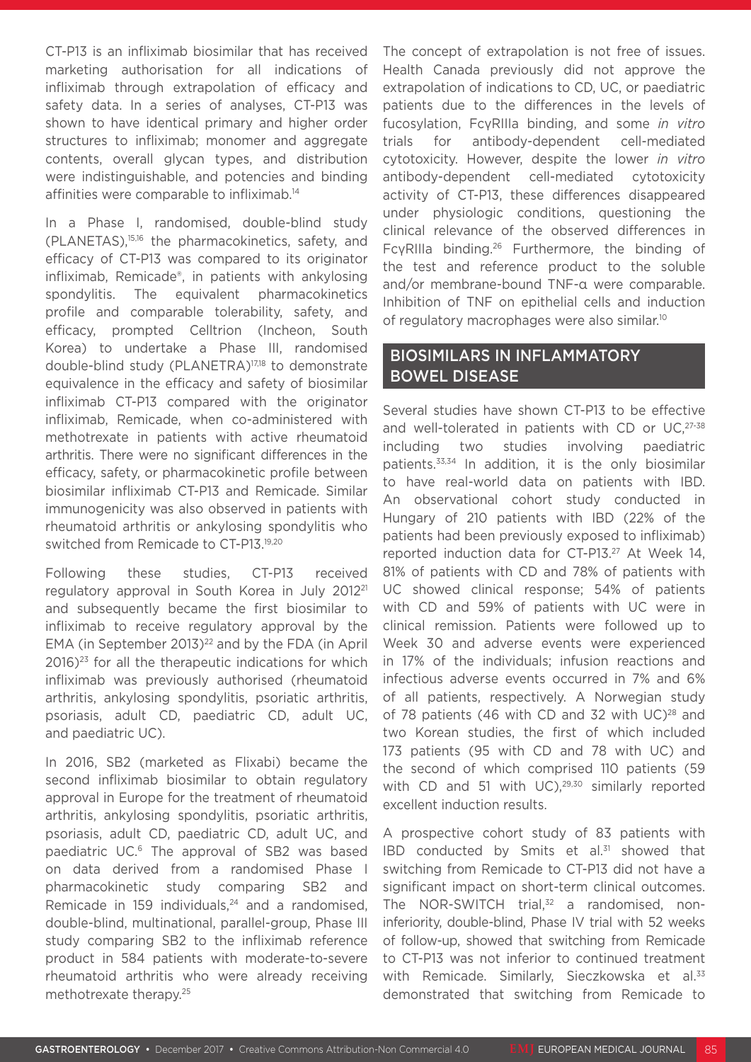CT-P13 is an infliximab biosimilar that has received marketing authorisation for all indications of infliximab through extrapolation of efficacy and safety data. In a series of analyses, CT-P13 was shown to have identical primary and higher order structures to infliximab; monomer and aggregate contents, overall glycan types, and distribution were indistinguishable, and potencies and binding affinities were comparable to infliximab.[14]

In a Phase I, randomised, double-blind study (PLANETAS),[15,16] the pharmacokinetics, safety, and efficacy of CT-P13 was compared to its originator infliximab, Remicade®, in patients with ankylosing spondylitis. The equivalent pharmacokinetics profile and comparable tolerability, safety, and efficacy, prompted Celltrion (Incheon, South Korea) to undertake a Phase III, randomised double-blind study (PLANETRA)[17,18] to demonstrate equivalence in the efficacy and safety of biosimilar infliximab CT-P13 compared with the originator infliximab, Remicade, when co-administered with methotrexate in patients with active rheumatoid arthritis. There were no significant differences in the efficacy, safety, or pharmacokinetic profile between biosimilar infliximab CT-P13 and Remicade. Similar immunogenicity was also observed in patients with rheumatoid arthritis or ankylosing spondylitis who switched from Remicade to CT-P13.[19,20]

Following these studies, CT-P13 received regulatory approval in South Korea in July 2012[21] and subsequently became the first biosimilar to infliximab to receive regulatory approval by the EMA (in September 2013)[22] and by the FDA (in April 2016)[23] for all the therapeutic indications for which infliximab was previously authorised (rheumatoid arthritis, ankylosing spondylitis, psoriatic arthritis, psoriasis, adult CD, paediatric CD, adult UC, and paediatric UC).

In 2016, SB2 (marketed as Flixabi) became the second infliximab biosimilar to obtain regulatory approval in Europe for the treatment of rheumatoid arthritis, ankylosing spondylitis, psoriatic arthritis, psoriasis, adult CD, paediatric CD, adult UC, and paediatric UC.[6] The approval of SB2 was based on data derived from a randomised Phase I pharmacokinetic study comparing SB2 and Remicade in 159 individuals,[24] and a randomised, double-blind, multinational, parallel-group, Phase III study comparing SB2 to the infliximab reference product in 584 patients with moderate-to-severe rheumatoid arthritis who were already receiving methotrexate therapy.[25]

The concept of extrapolation is not free of issues. Health Canada previously did not approve the extrapolation of indications to CD, UC, or paediatric patients due to the differences in the levels of fucosylation, FcγRIIIa binding, and some *in vitro* trials for antibody-dependent cell-mediated cytotoxicity. However, despite the lower *in vitro* antibody-dependent cell-mediated cytotoxicity activity of CT-P13, these differences disappeared under physiologic conditions, questioning the clinical relevance of the observed differences in FcγRIIIa binding.[26] Furthermore, the binding of the test and reference product to the soluble and/or membrane-bound TNF-α were comparable. Inhibition of TNF on epithelial cells and induction of regulatory macrophages were also similar.[10]

## BIOSIMILARS IN INFLAMMATORY BOWEL DISEASE

Several studies have shown CT-P13 to be effective and well-tolerated in patients with CD or UC,[27-38] including two studies involving paediatric patients.[33,34] In addition, it is the only biosimilar to have real-world data on patients with IBD. An observational cohort study conducted in Hungary of 210 patients with IBD (22% of the patients had been previously exposed to infliximab) reported induction data for CT-P13.[27] At Week 14, 81% of patients with CD and 78% of patients with UC showed clinical response; 54% of patients with CD and 59% of patients with UC were in clinical remission. Patients were followed up to Week 30 and adverse events were experienced in 17% of the individuals; infusion reactions and infectious adverse events occurred in 7% and 6% of all patients, respectively. A Norwegian study of 78 patients (46 with CD and 32 with UC)[28] and two Korean studies, the first of which included 173 patients (95 with CD and 78 with UC) and the second of which comprised 110 patients (59 with CD and 51 with UC),[29,30] similarly reported excellent induction results.

A prospective cohort study of 83 patients with IBD conducted by Smits et al.[31] showed that switching from Remicade to CT-P13 did not have a significant impact on short-term clinical outcomes. The NOR-SWITCH trial,[32] a randomised, non-inferiority, double-blind, Phase IV trial with 52 weeks of follow-up, showed that switching from Remicade to CT-P13 was not inferior to continued treatment with Remicade. Similarly, Sieczkowska et al.[33] demonstrated that switching from Remicade to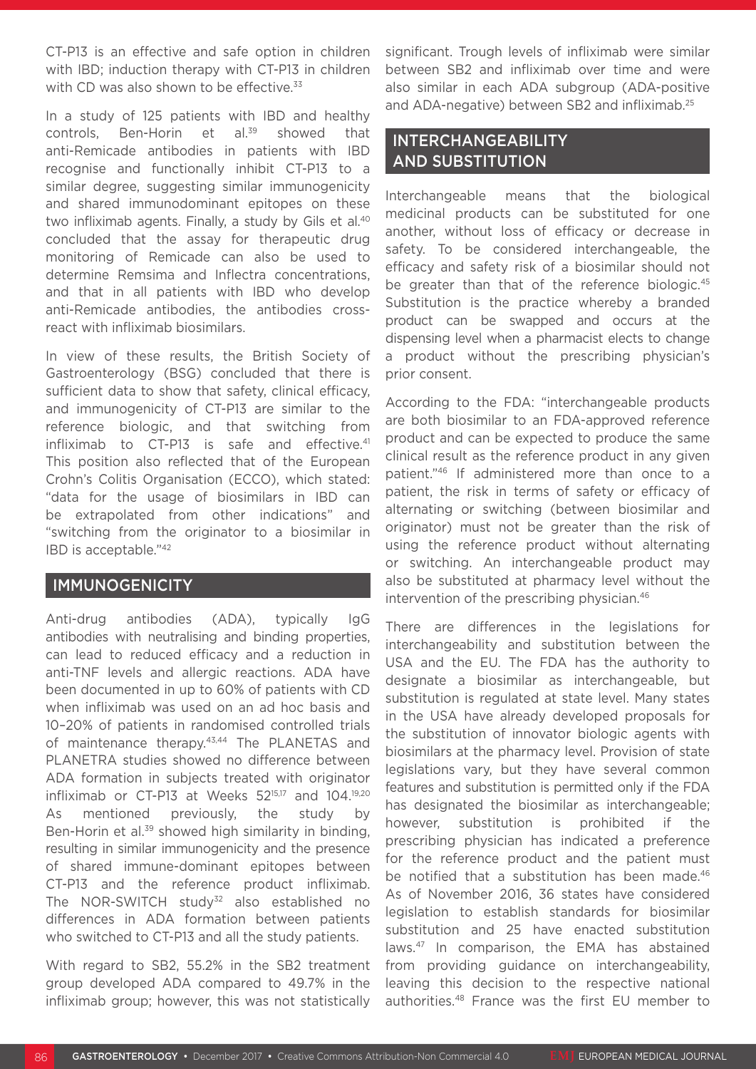CT-P13 is an effective and safe option in children with IBD; induction therapy with CT-P13 in children with CD was also shown to be effective.[33]

In a study of 125 patients with IBD and healthy controls, Ben-Horin et al.[39] showed that anti-Remicade antibodies in patients with IBD recognise and functionally inhibit CT-P13 to a similar degree, suggesting similar immunogenicity and shared immunodominant epitopes on these two infliximab agents. Finally, a study by Gils et al.[40] concluded that the assay for therapeutic drug monitoring of Remicade can also be used to determine Remsima and Inflectra concentrations, and that in all patients with IBD who develop anti-Remicade antibodies, the antibodies cross-react with infliximab biosimilars.

In view of these results, the British Society of Gastroenterology (BSG) concluded that there is sufficient data to show that safety, clinical efficacy, and immunogenicity of CT-P13 are similar to the reference biologic, and that switching from infliximab to CT-P13 is safe and effective.[41] This position also reflected that of the European Crohn's Colitis Organisation (ECCO), which stated: "data for the usage of biosimilars in IBD can be extrapolated from other indications" and "switching from the originator to a biosimilar in IBD is acceptable."[42]

## IMMUNOGENICITY

Anti-drug antibodies (ADA), typically IgG antibodies with neutralising and binding properties, can lead to reduced efficacy and a reduction in anti-TNF levels and allergic reactions. ADA have been documented in up to 60% of patients with CD when infliximab was used on an ad hoc basis and 10–20% of patients in randomised controlled trials of maintenance therapy.[43,44] The PLANETAS and PLANETRA studies showed no difference between ADA formation in subjects treated with originator infliximab or CT-P13 at Weeks 52[15,17] and 104.[19,20] As mentioned previously, the study by Ben-Horin et al.[39] showed high similarity in binding, resulting in similar immunogenicity and the presence of shared immune-dominant epitopes between CT-P13 and the reference product infliximab. The NOR-SWITCH study[32] also established no differences in ADA formation between patients who switched to CT-P13 and all the study patients.

With regard to SB2, 55.2% in the SB2 treatment group developed ADA compared to 49.7% in the infliximab group; however, this was not statistically significant. Trough levels of infliximab were similar between SB2 and infliximab over time and were also similar in each ADA subgroup (ADA-positive and ADA-negative) between SB2 and infliximab.[25]

## INTERCHANGEABILITY AND SUBSTITUTION

Interchangeable means that the biological medicinal products can be substituted for one another, without loss of efficacy or decrease in safety. To be considered interchangeable, the efficacy and safety risk of a biosimilar should not be greater than that of the reference biologic.[45] Substitution is the practice whereby a branded product can be swapped and occurs at the dispensing level when a pharmacist elects to change a product without the prescribing physician's prior consent.

According to the FDA: "interchangeable products are both biosimilar to an FDA-approved reference product and can be expected to produce the same clinical result as the reference product in any given patient."[46] If administered more than once to a patient, the risk in terms of safety or efficacy of alternating or switching (between biosimilar and originator) must not be greater than the risk of using the reference product without alternating or switching. An interchangeable product may also be substituted at pharmacy level without the intervention of the prescribing physician.[46]

There are differences in the legislations for interchangeability and substitution between the USA and the EU. The FDA has the authority to designate a biosimilar as interchangeable, but substitution is regulated at state level. Many states in the USA have already developed proposals for the substitution of innovator biologic agents with biosimilars at the pharmacy level. Provision of state legislations vary, but they have several common features and substitution is permitted only if the FDA has designated the biosimilar as interchangeable; however, substitution is prohibited if the prescribing physician has indicated a preference for the reference product and the patient must be notified that a substitution has been made.[46] As of November 2016, 36 states have considered legislation to establish standards for biosimilar substitution and 25 have enacted substitution laws.[47] In comparison, the EMA has abstained from providing guidance on interchangeability, leaving this decision to the respective national authorities.[48] France was the first EU member to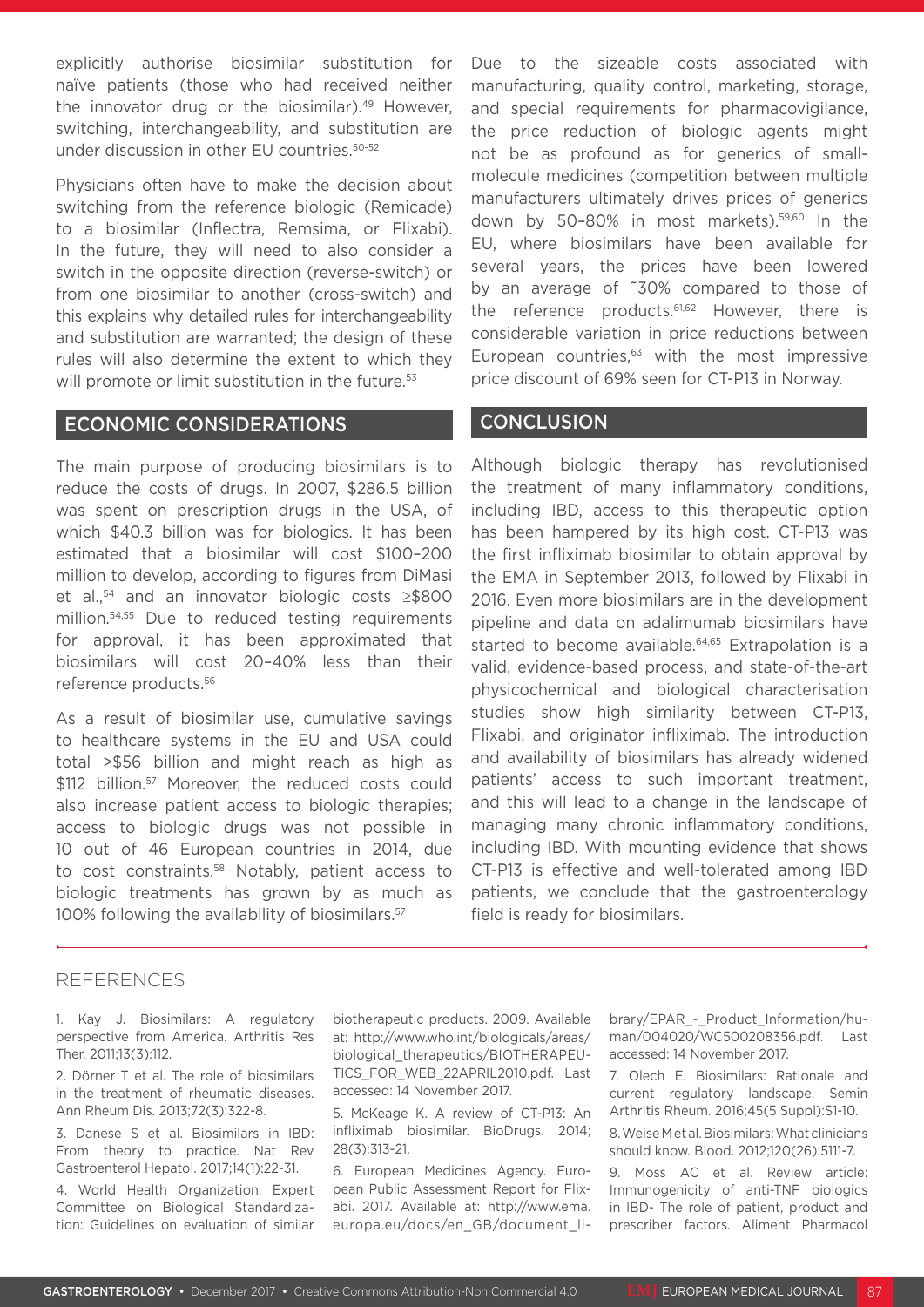explicitly authorise biosimilar substitution for naïve patients (those who had received neither the innovator drug or the biosimilar).[49] However, switching, interchangeability, and substitution are under discussion in other EU countries.[50-52]

Physicians often have to make the decision about switching from the reference biologic (Remicade) to a biosimilar (Inflectra, Remsima, or Flixabi). In the future, they will need to also consider a switch in the opposite direction (reverse-switch) or from one biosimilar to another (cross-switch) and this explains why detailed rules for interchangeability and substitution are warranted; the design of these rules will also determine the extent to which they will promote or limit substitution in the future.[53]

## ECONOMIC CONSIDERATIONS

The main purpose of producing biosimilars is to reduce the costs of drugs. In 2007, $286.5 billion was spent on prescription drugs in the USA, of which $40.3 billion was for biologics. It has been estimated that a biosimilar will cost $100–200 million to develop, according to figures from DiMasi et al.,[54] and an innovator biologic costs ≥$800 million.[54,55] Due to reduced testing requirements for approval, it has been approximated that biosimilars will cost 20–40% less than their reference products.[56]

As a result of biosimilar use, cumulative savings to healthcare systems in the EU and USA could total >$56 billion and might reach as high as $112 billion.[57] Moreover, the reduced costs could also increase patient access to biologic therapies; access to biologic drugs was not possible in 10 out of 46 European countries in 2014, due to cost constraints.[58] Notably, patient access to biologic treatments has grown by as much as 100% following the availability of biosimilars.[57]

Due to the sizeable costs associated with manufacturing, quality control, marketing, storage, and special requirements for pharmacovigilance, the price reduction of biologic agents might not be as profound as for generics of small-molecule medicines (competition between multiple manufacturers ultimately drives prices of generics down by 50–80% in most markets).[59,60] In the EU, where biosimilars have been available for several years, the prices have been lowered by an average of ~30% compared to those of the reference products.[61,62] However, there is considerable variation in price reductions between European countries,[63] with the most impressive price discount of 69% seen for CT-P13 in Norway.

## CONCLUSION

Although biologic therapy has revolutionised the treatment of many inflammatory conditions, including IBD, access to this therapeutic option has been hampered by its high cost. CT-P13 was the first infliximab biosimilar to obtain approval by the EMA in September 2013, followed by Flixabi in 2016. Even more biosimilars are in the development pipeline and data on adalimumab biosimilars have started to become available.[64,65] Extrapolation is a valid, evidence-based process, and state-of-the-art physicochemical and biological characterisation studies show high similarity between CT-P13, Flixabi, and originator infliximab. The introduction and availability of biosimilars has already widened patients' access to such important treatment, and this will lead to a change in the landscape of managing many chronic inflammatory conditions, including IBD. With mounting evidence that shows CT-P13 is effective and well-tolerated among IBD patients, we conclude that the gastroenterology field is ready for biosimilars.

## REFERENCES

1. Kay J. Biosimilars: A regulatory perspective from America. Arthritis Res Ther. 2011;13(3):112.

2. Dörner T et al. The role of biosimilars in the treatment of rheumatic diseases. Ann Rheum Dis. 2013;72(3):322-8.

3. Danese S et al. Biosimilars in IBD: From theory to practice. Nat Rev Gastroenterol Hepatol. 2017;14(1):22-31.

4. World Health Organization. Expert Committee on Biological Standardization: Guidelines on evaluation of similar biotherapeutic products. 2009. Available at: http://www.who.int/biologicals/areas/biological_therapeutics/BIOTHERAPEUTICS_FOR_WEB_22APRIL2010.pdf. Last accessed: 14 November 2017.

5. McKeage K. A review of CT-P13: An infliximab biosimilar. BioDrugs. 2014;28(3):313-21.

6. European Medicines Agency. European Public Assessment Report for Flixabi. 2017. Available at: http://www.ema.europa.eu/docs/en_GB/document_library/EPAR_-_Product_Information/human/004020/WC500208356.pdf. Last accessed: 14 November 2017.

7. Olech E. Biosimilars: Rationale and current regulatory landscape. Semin Arthritis Rheum. 2016;45(5 Suppl):S1-10.

8. Weise M et al. Biosimilars: What clinicians should know. Blood. 2012;120(26):5111-7.

9. Moss AC et al. Review article: Immunogenicity of anti-TNF biologics in IBD- The role of patient, product and prescriber factors. Aliment Pharmacol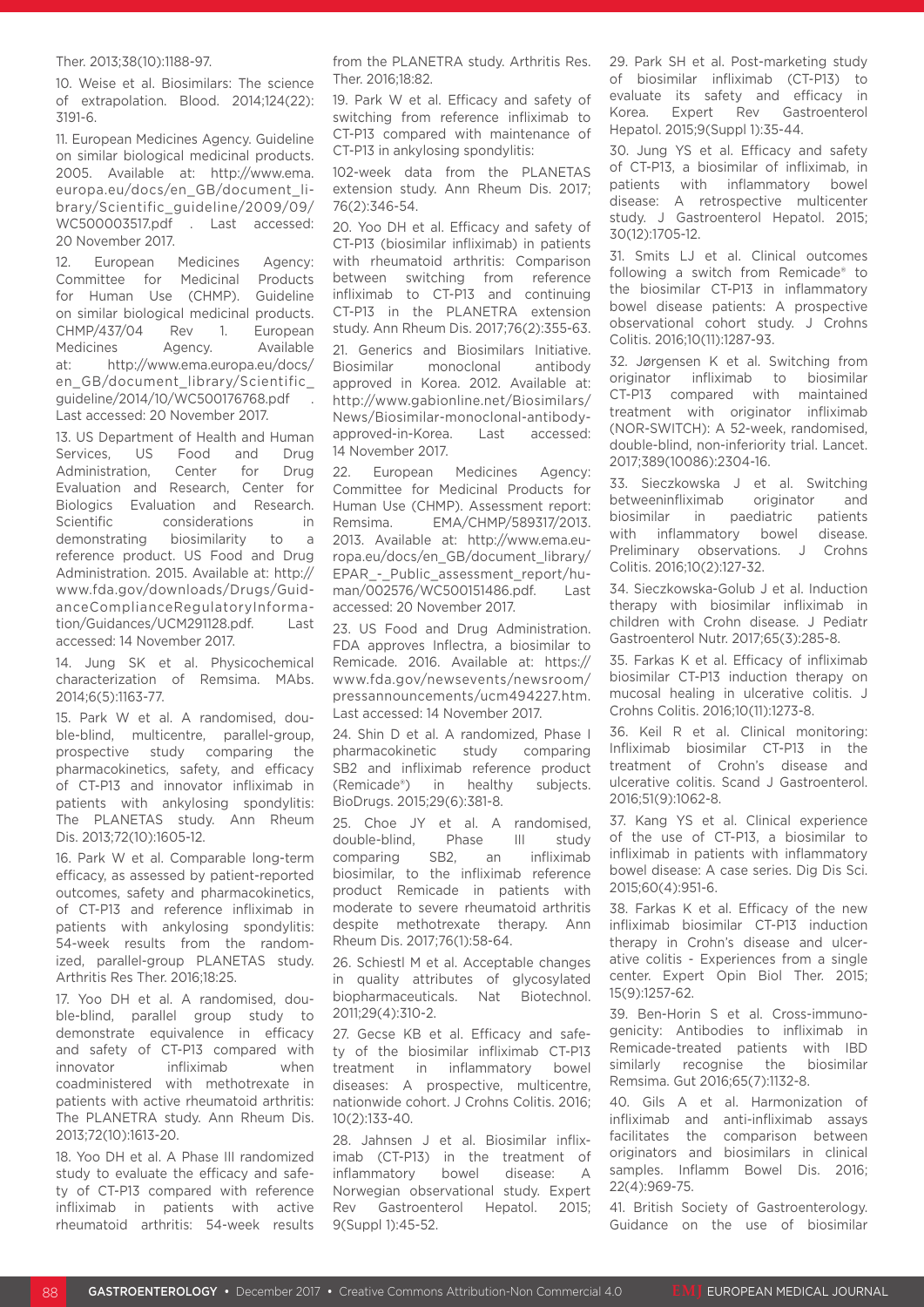Ther. 2013;38(10):1188-97.

10. Weise et al. Biosimilars: The science of extrapolation. Blood. 2014;124(22):3191-6.

11. European Medicines Agency. Guideline on similar biological medicinal products. 2005. Available at: http://www.ema.europa.eu/docs/en_GB/document_library/Scientific_guideline/2009/09/WC500003517.pdf . Last accessed: 20 November 2017.

12. European Medicines Agency: Committee for Medicinal Products for Human Use (CHMP). Guideline on similar biological medicinal products. CHMP/437/04 Rev 1. European Medicines Agency. Available at: http://www.ema.europa.eu/docs/en_GB/document_library/Scientific_guideline/2014/10/WC500176768.pdf . Last accessed: 20 November 2017.

13. US Department of Health and Human Services, US Food and Drug Administration, Center for Drug Evaluation and Research, Center for Biologics Evaluation and Research. Scientific considerations in demonstrating biosimilarity to a reference product. US Food and Drug Administration. 2015. Available at: http://www.fda.gov/downloads/Drugs/GuidanceComplianceRegulatoryInformation/Guidances/UCM291128.pdf. Last accessed: 14 November 2017.

14. Jung SK et al. Physicochemical characterization of Remsima. MAbs. 2014;6(5):1163-77.

15. Park W et al. A randomised, double-blind, multicentre, parallel-group, prospective study comparing the pharmacokinetics, safety, and efficacy of CT-P13 and innovator infliximab in patients with ankylosing spondylitis: The PLANETAS study. Ann Rheum Dis. 2013;72(10):1605-12.

16. Park W et al. Comparable long-term efficacy, as assessed by patient-reported outcomes, safety and pharmacokinetics, of CT-P13 and reference infliximab in patients with ankylosing spondylitis: 54-week results from the randomized, parallel-group PLANETAS study. Arthritis Res Ther. 2016;18:25.

17. Yoo DH et al. A randomised, double-blind, parallel group study to demonstrate equivalence in efficacy and safety of CT-P13 compared with innovator infliximab when coadministered with methotrexate in patients with active rheumatoid arthritis: The PLANETRA study. Ann Rheum Dis. 2013;72(10):1613-20.

18. Yoo DH et al. A Phase III randomized study to evaluate the efficacy and safety of CT-P13 compared with reference infliximab in patients with active rheumatoid arthritis: 54-week results from the PLANETRA study. Arthritis Res. Ther. 2016;18:82.

19. Park W et al. Efficacy and safety of switching from reference infliximab to CT-P13 compared with maintenance of CT-P13 in ankylosing spondylitis: 102-week data from the PLANETAS extension study. Ann Rheum Dis. 2017;76(2):346-54.

20. Yoo DH et al. Efficacy and safety of CT-P13 (biosimilar infliximab) in patients with rheumatoid arthritis: Comparison between switching from reference infliximab to CT-P13 and continuing CT-P13 in the PLANETRA extension study. Ann Rheum Dis. 2017;76(2):355-63.

21. Generics and Biosimilars Initiative. Biosimilar monoclonal antibody approved in Korea. 2012. Available at: http://www.gabionline.net/Biosimilars/News/Biosimilar-monoclonal-antibody-approved-in-Korea. Last accessed: 14 November 2017.

22. European Medicines Agency: Committee for Medicinal Products for Human Use (CHMP). Assessment report: Remsima. EMA/CHMP/589317/2013. 2013. Available at: http://www.ema.europa.eu/docs/en_GB/document_library/EPAR_-_Public_assessment_report/human/002576/WC500151486.pdf. Last accessed: 20 November 2017.

23. US Food and Drug Administration. FDA approves Inflectra, a biosimilar to Remicade. 2016. Available at: https://www.fda.gov/newsevents/newsroom/pressannouncements/ucm494227.htm. Last accessed: 14 November 2017.

24. Shin D et al. A randomized, Phase I pharmacokinetic study comparing SB2 and infliximab reference product (Remicade®) in healthy subjects. BioDrugs. 2015;29(6):381-8.

25. Choe JY et al. A randomised, double-blind, Phase III study comparing SB2, an infliximab biosimilar, to the infliximab reference product Remicade in patients with moderate to severe rheumatoid arthritis despite methotrexate therapy. Ann Rheum Dis. 2017;76(1):58-64.

26. Schiestl M et al. Acceptable changes in quality attributes of glycosylated biopharmaceuticals. Nat Biotechnol. 2011;29(4):310-2.

27. Gecse KB et al. Efficacy and safety of the biosimilar infliximab CT-P13 treatment in inflammatory bowel diseases: A prospective, multicentre, nationwide cohort. J Crohns Colitis. 2016;10(2):133-40.

28. Jahnsen J et al. Biosimilar infliximab (CT-P13) in the treatment of inflammatory bowel disease: A Norwegian observational study. Expert Rev Gastroenterol Hepatol. 2015;9(Suppl 1):45-52.

29. Park SH et al. Post-marketing study of biosimilar infliximab (CT-P13) to evaluate its safety and efficacy in Korea. Expert Rev Gastroenterol Hepatol. 2015;9(Suppl 1):35-44.

30. Jung YS et al. Efficacy and safety of CT-P13, a biosimilar of infliximab, in patients with inflammatory bowel disease: A retrospective multicenter study. J Gastroenterol Hepatol. 2015;30(12):1705-12.

31. Smits LJ et al. Clinical outcomes following a switch from Remicade® to the biosimilar CT-P13 in inflammatory bowel disease patients: A prospective observational cohort study. J Crohns Colitis. 2016;10(11):1287-93.

32. Jørgensen K et al. Switching from originator infliximab to biosimilar CT-P13 compared with maintained treatment with originator infliximab (NOR-SWITCH): A 52-week, randomised, double-blind, non-inferiority trial. Lancet. 2017;389(10086):2304-16.

33. Sieczkowska J et al. Switching betweeninfliximab originator and biosimilar in paediatric patients with inflammatory bowel disease. Preliminary observations. J Crohns Colitis. 2016;10(2):127-32.

34. Sieczkowska-Golub J et al. Induction therapy with biosimilar infliximab in children with Crohn disease. J Pediatr Gastroenterol Nutr. 2017;65(3):285-8.

35. Farkas K et al. Efficacy of infliximab biosimilar CT-P13 induction therapy on mucosal healing in ulcerative colitis. J Crohns Colitis. 2016;10(11):1273-8.

36. Keil R et al. Clinical monitoring: Infliximab biosimilar CT-P13 in the treatment of Crohn's disease and ulcerative colitis. Scand J Gastroenterol. 2016;51(9):1062-8.

37. Kang YS et al. Clinical experience of the use of CT-P13, a biosimilar to infliximab in patients with inflammatory bowel disease: A case series. Dig Dis Sci. 2015;60(4):951-6.

38. Farkas K et al. Efficacy of the new infliximab biosimilar CT-P13 induction therapy in Crohn's disease and ulcerative colitis - Experiences from a single center. Expert Opin Biol Ther. 2015;15(9):1257-62.

39. Ben-Horin S et al. Cross-immunogenicity: Antibodies to infliximab in Remicade-treated patients with IBD similarly recognise the biosimilar Remsima. Gut 2016;65(7):1132-8.

40. Gils A et al. Harmonization of infliximab and anti-infliximab assays facilitates the comparison between originators and biosimilars in clinical samples. Inflamm Bowel Dis. 2016;22(4):969-75.

41. British Society of Gastroenterology. Guidance on the use of biosimilar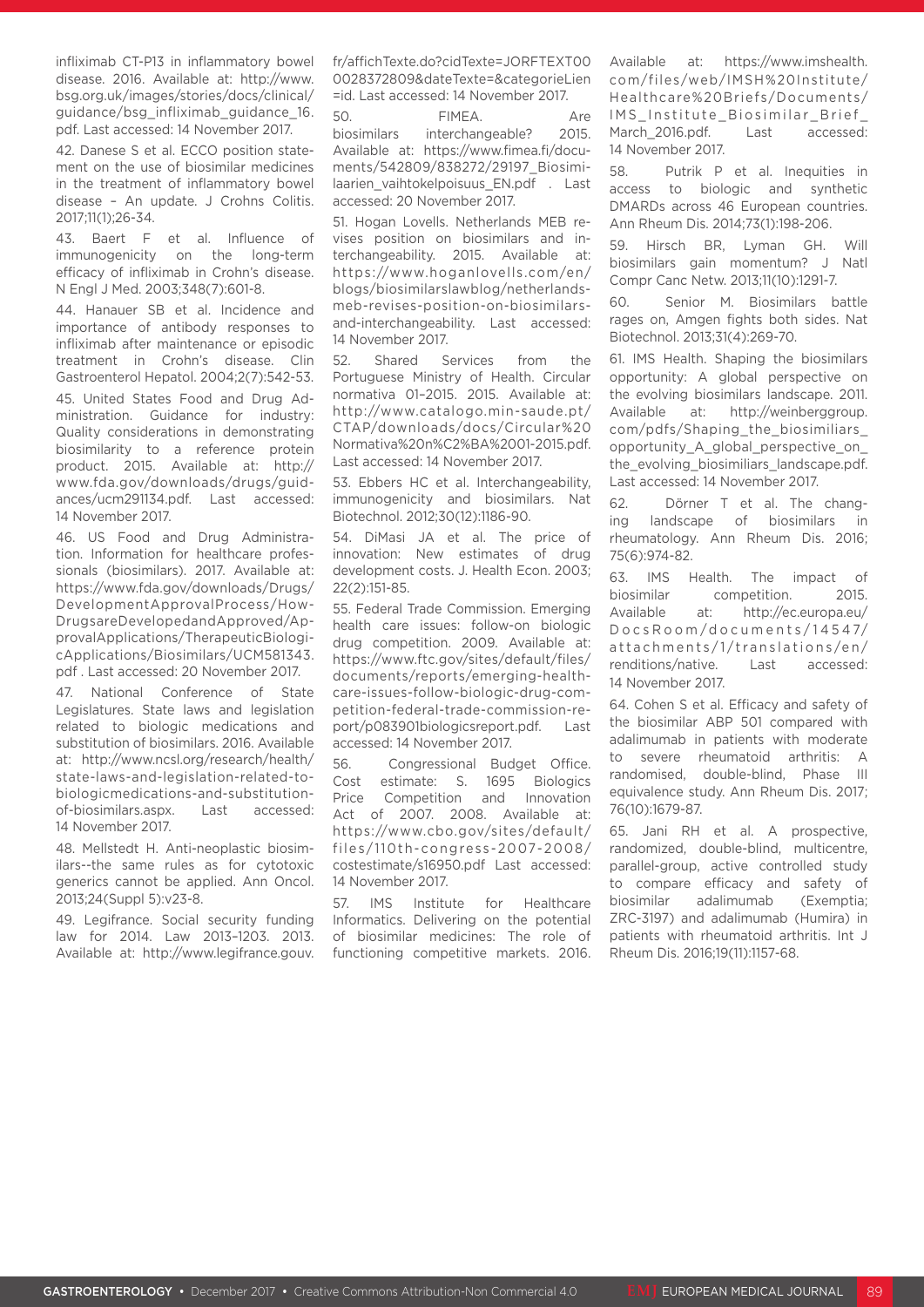infliximab CT-P13 in inflammatory bowel disease. 2016. Available at: http://www.bsg.org.uk/images/stories/docs/clinical/guidance/bsg_infliximab_guidance_16.pdf. Last accessed: 14 November 2017.

42. Danese S et al. ECCO position statement on the use of biosimilar medicines in the treatment of inflammatory bowel disease – An update. J Crohns Colitis. 2017;11(1);26-34.

43. Baert F et al. Influence of immunogenicity on the long-term efficacy of infliximab in Crohn's disease. N Engl J Med. 2003;348(7):601-8.

44. Hanauer SB et al. Incidence and importance of antibody responses to infliximab after maintenance or episodic treatment in Crohn's disease. Clin Gastroenterol Hepatol. 2004;2(7):542-53.

45. United States Food and Drug Administration. Guidance for industry: Quality considerations in demonstrating biosimilarity to a reference protein product. 2015. Available at: http://www.fda.gov/downloads/drugs/guidances/ucm291134.pdf. Last accessed: 14 November 2017.

46. US Food and Drug Administration. Information for healthcare professionals (biosimilars). 2017. Available at: https://www.fda.gov/downloads/Drugs/DevelopmentApprovalProcess/HowDrugsareDevelopedandApproved/ApprovalApplications/TherapeuticBiologicApplications/Biosimilars/UCM581343.pdf . Last accessed: 20 November 2017.

47. National Conference of State Legislatures. State laws and legislation related to biologic medications and substitution of biosimilars. 2016. Available at: http://www.ncsl.org/research/health/state-laws-and-legislation-related-to-biologicmedications-and-substitution-of-biosimilars.aspx. Last accessed: 14 November 2017.

48. Mellstedt H. Anti-neoplastic biosimilars--the same rules as for cytotoxic generics cannot be applied. Ann Oncol. 2013;24(Suppl 5):v23-8.

49. Legifrance. Social security funding law for 2014. Law 2013–1203. 2013. Available at: http://www.legifrance.gouv.fr/affichTexte.do?cidTexte=JORFTEXT000028372809&dateTexte=&categorieLien=id. Last accessed: 14 November 2017.

50. FIMEA. Are biosimilars interchangeable? 2015. Available at: https://www.fimea.fi/documents/542809/838272/29197_Biosimilaarien_vaihtokelpoisuus_EN.pdf . Last accessed: 20 November 2017.

51. Hogan Lovells. Netherlands MEB revises position on biosimilars and interchangeability. 2015. Available at: https://www.hoganlovells.com/en/blogs/biosimilarslawblog/netherlands-meb-revises-position-on-biosimilars-and-interchangeability. Last accessed: 14 November 2017.

52. Shared Services from the Portuguese Ministry of Health. Circular normativa 01–2015. 2015. Available at: http://www.catalogo.min-saude.pt/CTAP/downloads/docs/Circular%20Normativa%20n%C2%BA%2001-2015.pdf. Last accessed: 14 November 2017.

53. Ebbers HC et al. Interchangeability, immunogenicity and biosimilars. Nat Biotechnol. 2012;30(12):1186-90.

54. DiMasi JA et al. The price of innovation: New estimates of drug development costs. J. Health Econ. 2003; 22(2):151-85.

55. Federal Trade Commission. Emerging health care issues: follow-on biologic drug competition. 2009. Available at: https://www.ftc.gov/sites/default/files/documents/reports/emerging-health-care-issues-follow-biologic-drug-competition-federal-trade-commission-report/p083901biologicsreport.pdf. Last accessed: 14 November 2017.

56. Congressional Budget Office. Cost estimate: S. 1695 Biologics Price Competition and Innovation Act of 2007. 2008. Available at: https://www.cbo.gov/sites/default/files/110th-congress-2007-2008/costestimate/s16950.pdf Last accessed: 14 November 2017.

57. IMS Institute for Healthcare Informatics. Delivering on the potential of biosimilar medicines: The role of functioning competitive markets. 2016. Available at: https://www.imshealth.com/files/web/IMSH%20Institute/Healthcare%20Briefs/Documents/IMS_Institute_Biosimilar_Brief_March_2016.pdf. Last accessed: 14 November 2017.

58. Putrik P et al. Inequities in access to biologic and synthetic DMARDs across 46 European countries. Ann Rheum Dis. 2014;73(1):198-206.

59. Hirsch BR, Lyman GH. Will biosimilars gain momentum? J Natl Compr Canc Netw. 2013;11(10):1291-7.

60. Senior M. Biosimilars battle rages on, Amgen fights both sides. Nat Biotechnol. 2013;31(4):269-70.

61. IMS Health. Shaping the biosimilars opportunity: A global perspective on the evolving biosimilars landscape. 2011. Available at: http://weinberggroup.com/pdfs/Shaping_the_biosimiliars_opportunity_A_global_perspective_on_the_evolving_biosimiliars_landscape.pdf. Last accessed: 14 November 2017.

62. Dörner T et al. The changing landscape of biosimilars in rheumatology. Ann Rheum Dis. 2016; 75(6):974-82.

63. IMS Health. The impact of biosimilar competition. 2015. Available at: http://ec.europa.eu/DocsRoom/documents/14547/attachments/1/translations/en/renditions/native. Last accessed: 14 November 2017.

64. Cohen S et al. Efficacy and safety of the biosimilar ABP 501 compared with adalimumab in patients with moderate to severe rheumatoid arthritis: A randomised, double-blind, Phase III equivalence study. Ann Rheum Dis. 2017; 76(10):1679-87.

65. Jani RH et al. A prospective, randomized, double-blind, multicentre, parallel-group, active controlled study to compare efficacy and safety of biosimilar adalimumab (Exemptia; ZRC-3197) and adalimumab (Humira) in patients with rheumatoid arthritis. Int J Rheum Dis. 2016;19(11):1157-68.